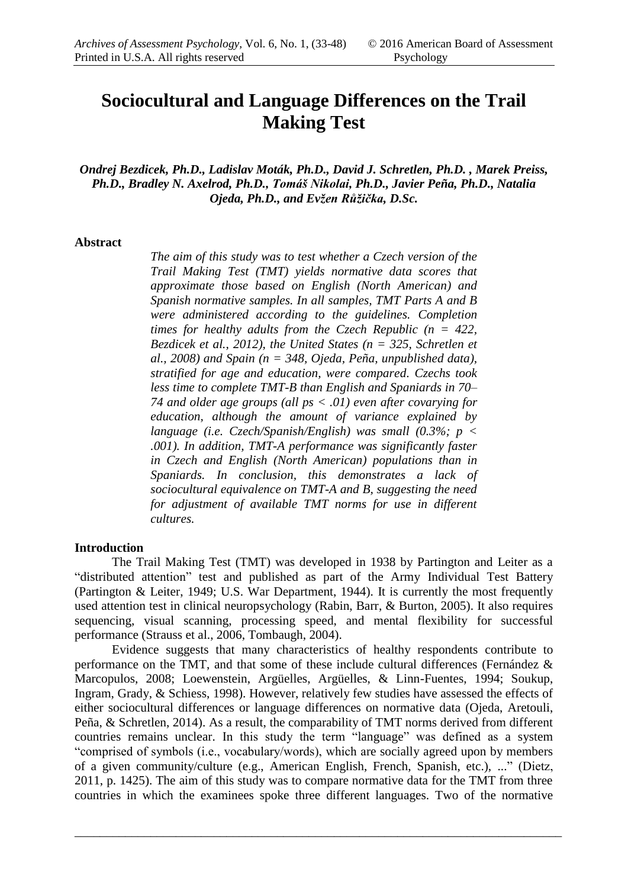# Sociocultural and Language Differences on the Trail Making Test

***Ondrej Bezdicek, Ph.D., Ladislav Moták, Ph.D., David J. Schretlen, Ph.D. , Marek Preiss, Ph.D., Bradley N. Axelrod, Ph.D., Tomáš Nikolai, Ph.D., Javier Peña, Ph.D., Natalia Ojeda, Ph.D., and Evžen Růžička, D.Sc.***

**Abstract**

*The aim of this study was to test whether a Czech version of the Trail Making Test (TMT) yields normative data scores that approximate those based on English (North American) and Spanish normative samples. In all samples, TMT Parts A and B were administered according to the guidelines. Completion times for healthy adults from the Czech Republic (n = 422, Bezdicek et al., 2012), the United States (n = 325, Schretlen et al., 2008) and Spain (n = 348, Ojeda, Peña, unpublished data), stratified for age and education, were compared. Czechs took less time to complete TMT-B than English and Spaniards in 70–74 and older age groups (all ps < .01) even after covarying for education, although the amount of variance explained by language (i.e. Czech/Spanish/English) was small (0.3%; p < .001). In addition, TMT-A performance was significantly faster in Czech and English (North American) populations than in Spaniards. In conclusion, this demonstrates a lack of sociocultural equivalence on TMT-A and B, suggesting the need for adjustment of available TMT norms for use in different cultures.*

**Introduction**

The Trail Making Test (TMT) was developed in 1938 by Partington and Leiter as a "distributed attention" test and published as part of the Army Individual Test Battery (Partington & Leiter, 1949; U.S. War Department, 1944). It is currently the most frequently used attention test in clinical neuropsychology (Rabin, Barr, & Burton, 2005). It also requires sequencing, visual scanning, processing speed, and mental flexibility for successful performance (Strauss et al., 2006, Tombaugh, 2004).

Evidence suggests that many characteristics of healthy respondents contribute to performance on the TMT, and that some of these include cultural differences (Fernández & Marcopulos, 2008; Loewenstein, Argüelles, Argüelles, & Linn-Fuentes, 1994; Soukup, Ingram, Grady, & Schiess, 1998). However, relatively few studies have assessed the effects of either sociocultural differences or language differences on normative data (Ojeda, Aretouli, Peña, & Schretlen, 2014). As a result, the comparability of TMT norms derived from different countries remains unclear. In this study the term "language" was defined as a system "comprised of symbols (i.e., vocabulary/words), which are socially agreed upon by members of a given community/culture (e.g., American English, French, Spanish, etc.), ..." (Dietz, 2011, p. 1425). The aim of this study was to compare normative data for the TMT from three countries in which the examinees spoke three different languages. Two of the normative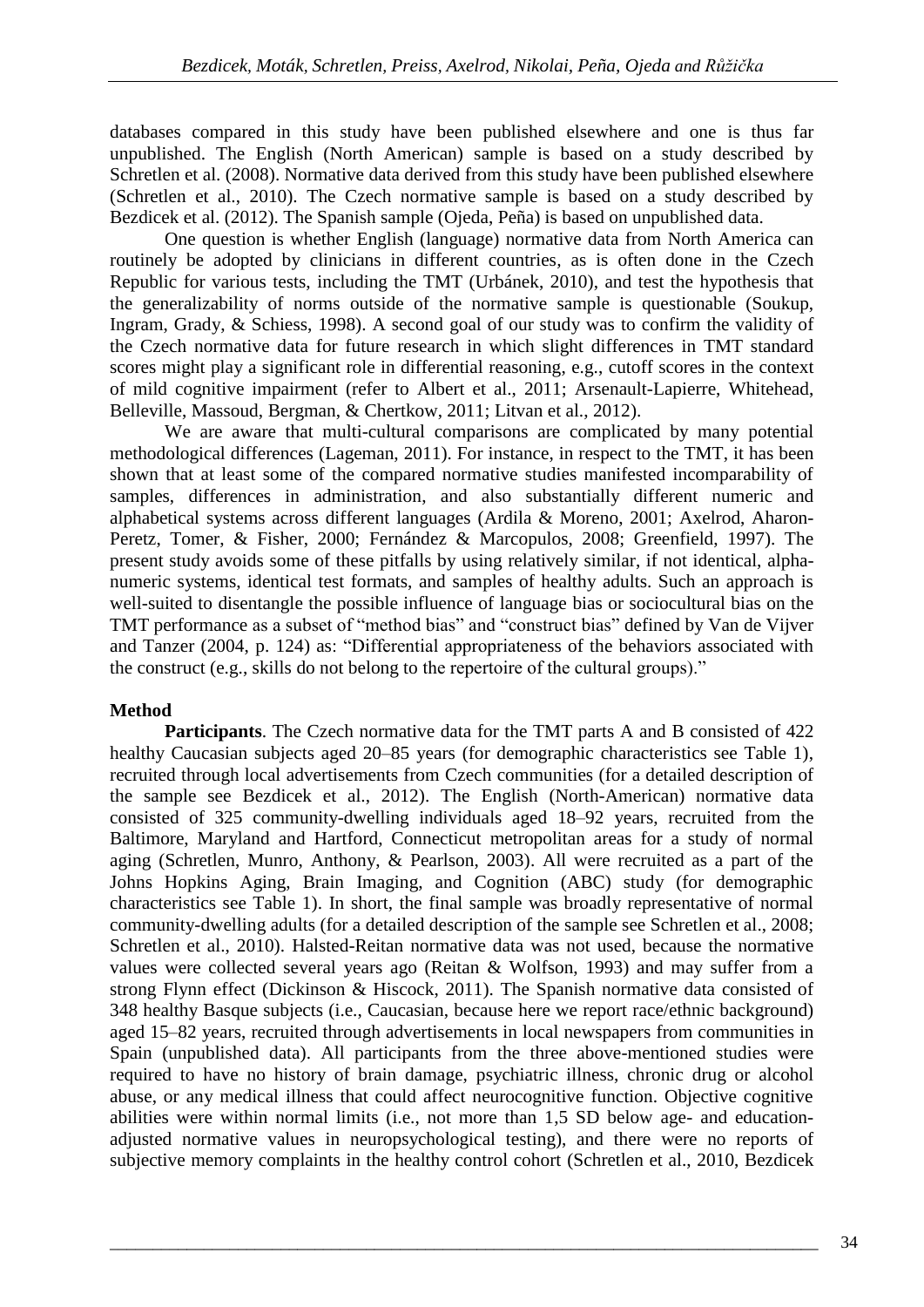databases compared in this study have been published elsewhere and one is thus far unpublished. The English (North American) sample is based on a study described by Schretlen et al. (2008). Normative data derived from this study have been published elsewhere (Schretlen et al., 2010). The Czech normative sample is based on a study described by Bezdicek et al. (2012). The Spanish sample (Ojeda, Peña) is based on unpublished data.

One question is whether English (language) normative data from North America can routinely be adopted by clinicians in different countries, as is often done in the Czech Republic for various tests, including the TMT (Urbánek, 2010), and test the hypothesis that the generalizability of norms outside of the normative sample is questionable (Soukup, Ingram, Grady, & Schiess, 1998). A second goal of our study was to confirm the validity of the Czech normative data for future research in which slight differences in TMT standard scores might play a significant role in differential reasoning, e.g., cutoff scores in the context of mild cognitive impairment (refer to Albert et al., 2011; Arsenault-Lapierre, Whitehead, Belleville, Massoud, Bergman, & Chertkow, 2011; Litvan et al., 2012).

We are aware that multi-cultural comparisons are complicated by many potential methodological differences (Lageman, 2011). For instance, in respect to the TMT, it has been shown that at least some of the compared normative studies manifested incomparability of samples, differences in administration, and also substantially different numeric and alphabetical systems across different languages (Ardila & Moreno, 2001; Axelrod, Aharon-Peretz, Tomer, & Fisher, 2000; Fernández & Marcopulos, 2008; Greenfield, 1997). The present study avoids some of these pitfalls by using relatively similar, if not identical, alpha-numeric systems, identical test formats, and samples of healthy adults. Such an approach is well-suited to disentangle the possible influence of language bias or sociocultural bias on the TMT performance as a subset of "method bias" and "construct bias" defined by Van de Vijver and Tanzer (2004, p. 124) as: "Differential appropriateness of the behaviors associated with the construct (e.g., skills do not belong to the repertoire of the cultural groups)."

## Method

**Participants**. The Czech normative data for the TMT parts A and B consisted of 422 healthy Caucasian subjects aged 20–85 years (for demographic characteristics see Table 1), recruited through local advertisements from Czech communities (for a detailed description of the sample see Bezdicek et al., 2012). The English (North-American) normative data consisted of 325 community-dwelling individuals aged 18–92 years, recruited from the Baltimore, Maryland and Hartford, Connecticut metropolitan areas for a study of normal aging (Schretlen, Munro, Anthony, & Pearlson, 2003). All were recruited as a part of the Johns Hopkins Aging, Brain Imaging, and Cognition (ABC) study (for demographic characteristics see Table 1). In short, the final sample was broadly representative of normal community-dwelling adults (for a detailed description of the sample see Schretlen et al., 2008; Schretlen et al., 2010). Halsted-Reitan normative data was not used, because the normative values were collected several years ago (Reitan & Wolfson, 1993) and may suffer from a strong Flynn effect (Dickinson & Hiscock, 2011). The Spanish normative data consisted of 348 healthy Basque subjects (i.e., Caucasian, because here we report race/ethnic background) aged 15–82 years, recruited through advertisements in local newspapers from communities in Spain (unpublished data). All participants from the three above-mentioned studies were required to have no history of brain damage, psychiatric illness, chronic drug or alcohol abuse, or any medical illness that could affect neurocognitive function. Objective cognitive abilities were within normal limits (i.e., not more than 1,5 SD below age- and education-adjusted normative values in neuropsychological testing), and there were no reports of subjective memory complaints in the healthy control cohort (Schretlen et al., 2010, Bezdicek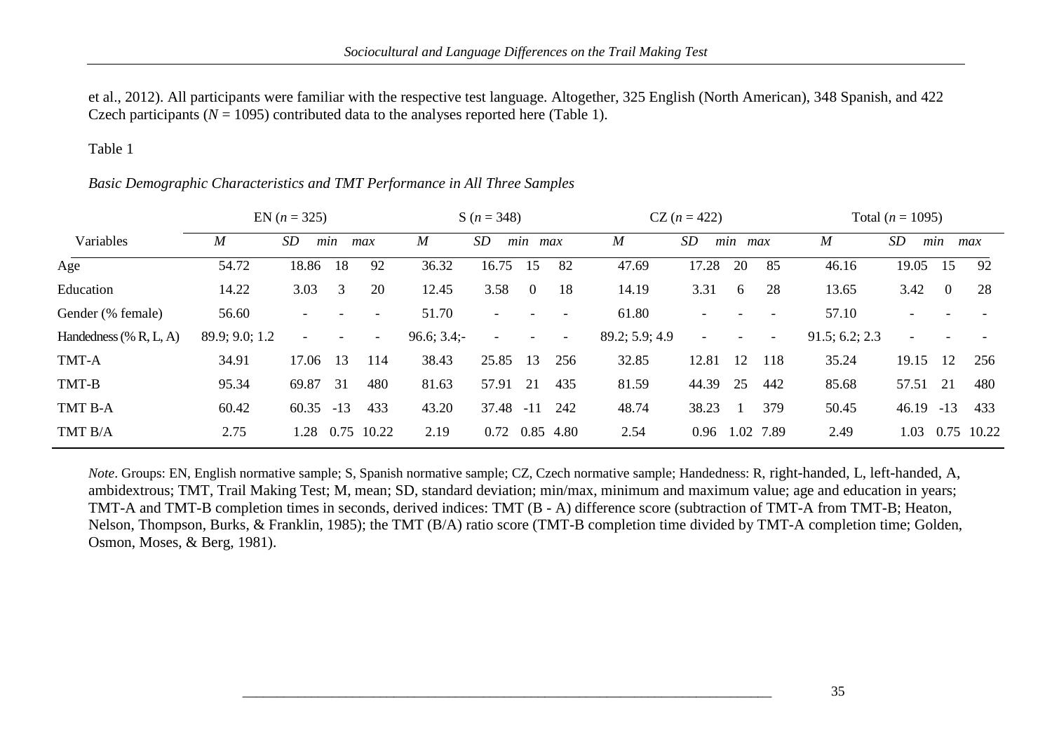et al., 2012). All participants were familiar with the respective test language. Altogether, 325 English (North American), 348 Spanish, and 422 Czech participants ($N$ = 1095) contributed data to the analyses reported here (Table 1).

Table 1

*Basic Demographic Characteristics and TMT Performance in All Three Samples*

| | EN ($n$ = 325) | | | | S ($n$ = 348) | | | | CZ ($n$ = 422) | | | | Total ($n$ = 1095) | | | |
|---|---|---|---|---|---|---|---|---|---|---|---|---|---|---|---|---|
| Variables | *M* | *SD* | *min* | *max* | *M* | *SD* | *min* | *max* | *M* | *SD* | *min* | *max* | *M* | *SD* | *min* | *max* |
| Age | 54.72 | 18.86 | 18 | 92 | 36.32 | 16.75 | 15 | 82 | 47.69 | 17.28 | 20 | 85 | 46.16 | 19.05 | 15 | 92 |
| Education | 14.22 | 3.03 | 3 | 20 | 12.45 | 3.58 | 0 | 18 | 14.19 | 3.31 | 6 | 28 | 13.65 | 3.42 | 0 | 28 |
| Gender (% female) | 56.60 | - | - | - | 51.70 | - | - | - | 61.80 | - | - | - | 57.10 | - | - | - |
| Handedness (% R, L, A) | 89.9; 9.0; 1.2 | - | - | - | 96.6; 3.4;- | - | - | - | 89.2; 5.9; 4.9 | - | - | - | 91.5; 6.2; 2.3 | - | - | - |
| TMT-A | 34.91 | 17.06 | 13 | 114 | 38.43 | 25.85 | 13 | 256 | 32.85 | 12.81 | 12 | 118 | 35.24 | 19.15 | 12 | 256 |
| TMT-B | 95.34 | 69.87 | 31 | 480 | 81.63 | 57.91 | 21 | 435 | 81.59 | 44.39 | 25 | 442 | 85.68 | 57.51 | 21 | 480 |
| TMT B-A | 60.42 | 60.35 | -13 | 433 | 43.20 | 37.48 | -11 | 242 | 48.74 | 38.23 | 1 | 379 | 50.45 | 46.19 | -13 | 433 |
| TMT B/A | 2.75 | 1.28 | 0.75 | 10.22 | 2.19 | 0.72 | 0.85 | 4.80 | 2.54 | 0.96 | 1.02 | 7.89 | 2.49 | 1.03 | 0.75 | 10.22 |

*Note*. Groups: EN, English normative sample; S, Spanish normative sample; CZ, Czech normative sample; Handedness: R, right-handed, L, left-handed, A, ambidextrous; TMT, Trail Making Test; M, mean; SD, standard deviation; min/max, minimum and maximum value; age and education in years; TMT-A and TMT-B completion times in seconds, derived indices: TMT (B - A) difference score (subtraction of TMT-A from TMT-B; Heaton, Nelson, Thompson, Burks, & Franklin, 1985); the TMT (B/A) ratio score (TMT-B completion time divided by TMT-A completion time; Golden, Osmon, Moses, & Berg, 1981).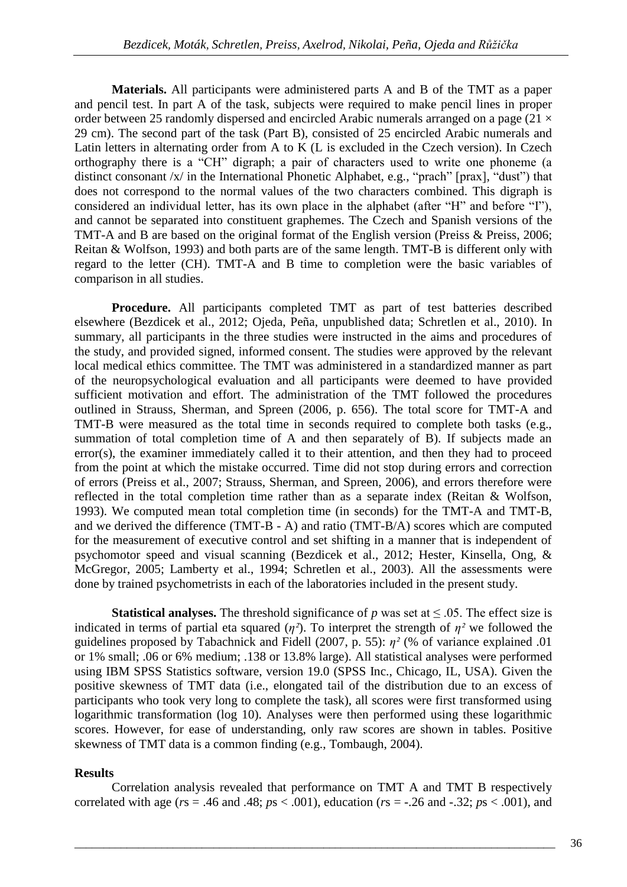**Materials.** All participants were administered parts A and B of the TMT as a paper and pencil test. In part A of the task, subjects were required to make pencil lines in proper order between 25 randomly dispersed and encircled Arabic numerals arranged on a page (21 × 29 cm). The second part of the task (Part B), consisted of 25 encircled Arabic numerals and Latin letters in alternating order from A to K (L is excluded in the Czech version). In Czech orthography there is a "CH" digraph; a pair of characters used to write one phoneme (a distinct consonant /x/ in the International Phonetic Alphabet, e.g., "prach" [prax], "dust") that does not correspond to the normal values of the two characters combined. This digraph is considered an individual letter, has its own place in the alphabet (after "H" and before "I"), and cannot be separated into constituent graphemes. The Czech and Spanish versions of the TMT-A and B are based on the original format of the English version (Preiss & Preiss, 2006; Reitan & Wolfson, 1993) and both parts are of the same length. TMT-B is different only with regard to the letter (CH). TMT-A and B time to completion were the basic variables of comparison in all studies.

**Procedure.** All participants completed TMT as part of test batteries described elsewhere (Bezdicek et al., 2012; Ojeda, Peña, unpublished data; Schretlen et al., 2010). In summary, all participants in the three studies were instructed in the aims and procedures of the study, and provided signed, informed consent. The studies were approved by the relevant local medical ethics committee. The TMT was administered in a standardized manner as part of the neuropsychological evaluation and all participants were deemed to have provided sufficient motivation and effort. The administration of the TMT followed the procedures outlined in Strauss, Sherman, and Spreen (2006, p. 656). The total score for TMT-A and TMT-B were measured as the total time in seconds required to complete both tasks (e.g., summation of total completion time of A and then separately of B). If subjects made an error(s), the examiner immediately called it to their attention, and then they had to proceed from the point at which the mistake occurred. Time did not stop during errors and correction of errors (Preiss et al., 2007; Strauss, Sherman, and Spreen, 2006), and errors therefore were reflected in the total completion time rather than as a separate index (Reitan & Wolfson, 1993). We computed mean total completion time (in seconds) for the TMT-A and TMT-B, and we derived the difference (TMT-B - A) and ratio (TMT-B/A) scores which are computed for the measurement of executive control and set shifting in a manner that is independent of psychomotor speed and visual scanning (Bezdicek et al., 2012; Hester, Kinsella, Ong, & McGregor, 2005; Lamberty et al., 1994; Schretlen et al., 2003). All the assessments were done by trained psychometrists in each of the laboratories included in the present study.

**Statistical analyses.** The threshold significance of $p$ was set at $\leq .05$. The effect size is indicated in terms of partial eta squared ($\eta^2$). To interpret the strength of $\eta^2$ we followed the guidelines proposed by Tabachnick and Fidell (2007, p. 55): $\eta^2$ (% of variance explained .01 or 1% small; .06 or 6% medium; .138 or 13.8% large). All statistical analyses were performed using IBM SPSS Statistics software, version 19.0 (SPSS Inc., Chicago, IL, USA). Given the positive skewness of TMT data (i.e., elongated tail of the distribution due to an excess of participants who took very long to complete the task), all scores were first transformed using logarithmic transformation (log 10). Analyses were then performed using these logarithmic scores. However, for ease of understanding, only raw scores are shown in tables. Positive skewness of TMT data is a common finding (e.g., Tombaugh, 2004).

## Results

Correlation analysis revealed that performance on TMT A and TMT B respectively correlated with age ($r$s = .46 and .48; $p$s < .001), education ($r$s = -.26 and -.32; $p$s < .001), and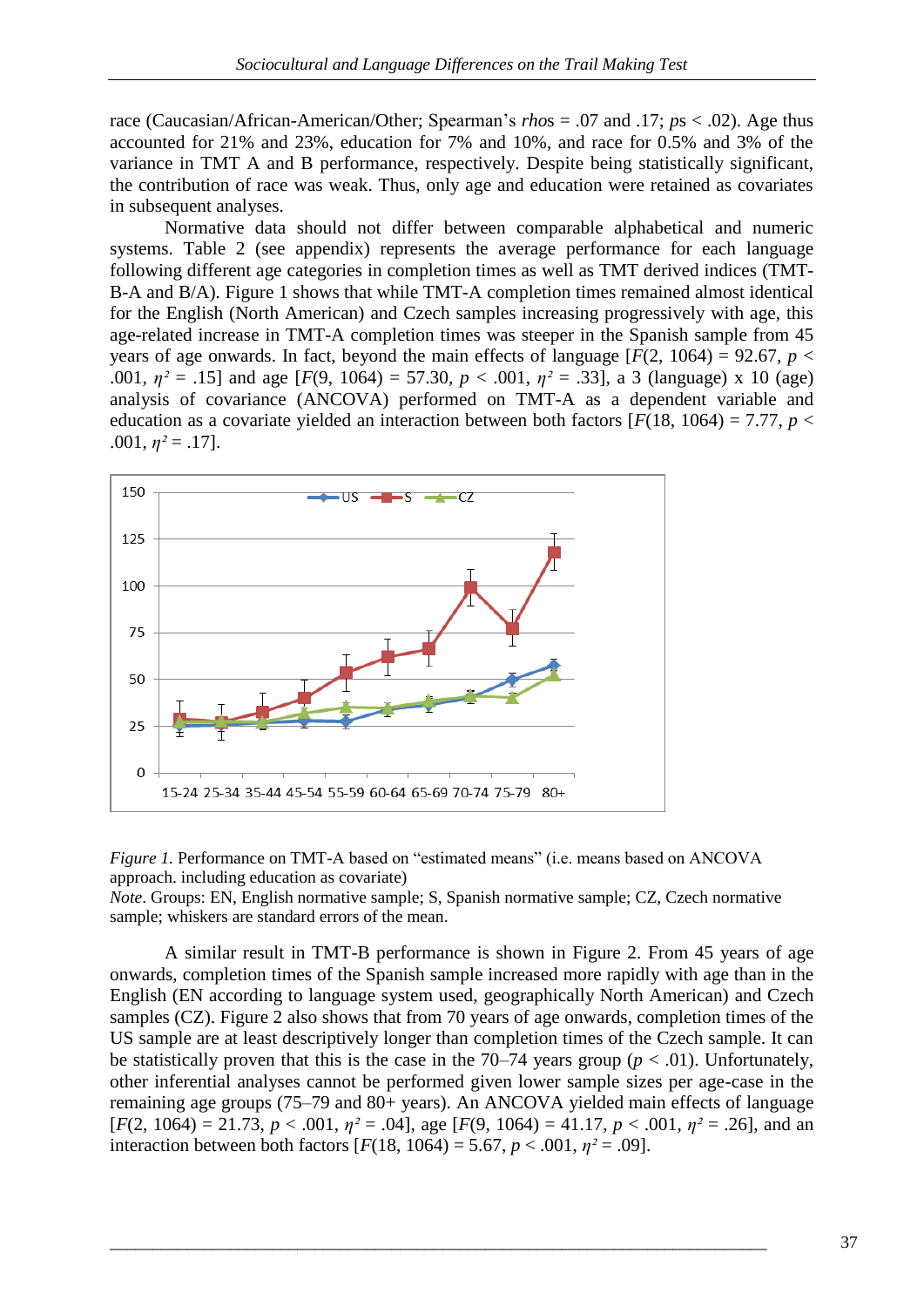race (Caucasian/African-American/Other; Spearman's *rho*s = .07 and .17; *p*s < .02). Age thus accounted for 21% and 23%, education for 7% and 10%, and race for 0.5% and 3% of the variance in TMT A and B performance, respectively. Despite being statistically significant, the contribution of race was weak. Thus, only age and education were retained as covariates in subsequent analyses.

Normative data should not differ between comparable alphabetical and numeric systems. Table 2 (see appendix) represents the average performance for each language following different age categories in completion times as well as TMT derived indices (TMT-B-A and B/A). Figure 1 shows that while TMT-A completion times remained almost identical for the English (North American) and Czech samples increasing progressively with age, this age-related increase in TMT-A completion times was steeper in the Spanish sample from 45 years of age onwards. In fact, beyond the main effects of language [$F(2, 1064) = 92.67$, $p < .001$, $\eta^2 = .15$] and age [$F(9, 1064) = 57.30$, $p < .001$, $\eta^2 = .33$], a 3 (language) x 10 (age) analysis of covariance (ANCOVA) performed on TMT-A as a dependent variable and education as a covariate yielded an interaction between both factors [$F(18, 1064) = 7.77$, $p < .001$, $\eta^2 = .17$].

150
125
100
75
50
25
0
US S CZ
15-24 25-34 35-44 45-54 55-59 60-64 65-69 70-74 75-79 80+

*Figure 1.* Performance on TMT-A based on "estimated means" (i.e. means based on ANCOVA approach. including education as covariate)
*Note*. Groups: EN, English normative sample; S, Spanish normative sample; CZ, Czech normative sample; whiskers are standard errors of the mean.

A similar result in TMT-B performance is shown in Figure 2. From 45 years of age onwards, completion times of the Spanish sample increased more rapidly with age than in the English (EN according to language system used, geographically North American) and Czech samples (CZ). Figure 2 also shows that from 70 years of age onwards, completion times of the US sample are at least descriptively longer than completion times of the Czech sample. It can be statistically proven that this is the case in the 70–74 years group ($p < .01$). Unfortunately, other inferential analyses cannot be performed given lower sample sizes per age-case in the remaining age groups (75–79 and 80+ years). An ANCOVA yielded main effects of language [$F(2, 1064) = 21.73$, $p < .001$, $\eta^2 = .04$], age [$F(9, 1064) = 41.17$, $p < .001$, $\eta^2 = .26$], and an interaction between both factors [$F(18, 1064) = 5.67$, $p < .001$, $\eta^2 = .09$].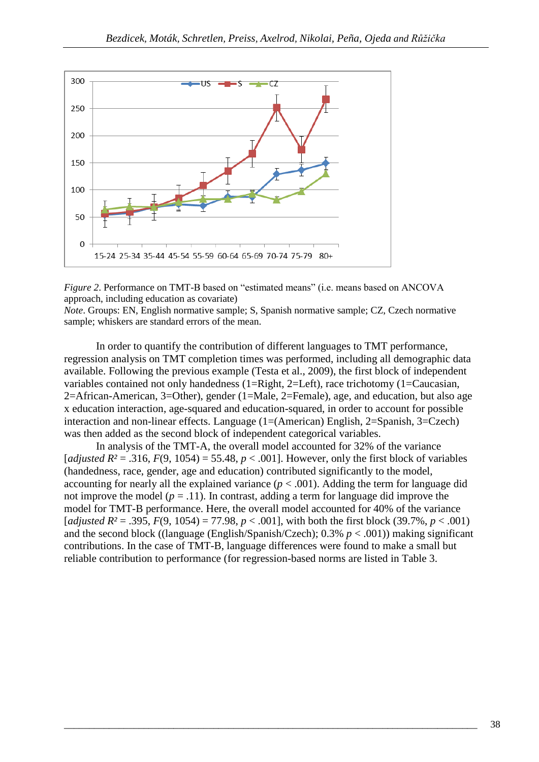*Figure 2*. Performance on TMT-B based on "estimated means" (i.e. means based on ANCOVA approach, including education as covariate)
*Note*. Groups: EN, English normative sample; S, Spanish normative sample; CZ, Czech normative sample; whiskers are standard errors of the mean.

In order to quantify the contribution of different languages to TMT performance, regression analysis on TMT completion times was performed, including all demographic data available. Following the previous example (Testa et al., 2009), the first block of independent variables contained not only handedness (1=Right, 2=Left), race trichotomy (1=Caucasian, 2=African-American, 3=Other), gender (1=Male, 2=Female), age, and education, but also age x education interaction, age-squared and education-squared, in order to account for possible interaction and non-linear effects. Language (1=(American) English, 2=Spanish, 3=Czech) was then added as the second block of independent categorical variables.

In analysis of the TMT-A, the overall model accounted for 32% of the variance [*adjusted* $R^2$ = .316, $F(9, 1054) = 55.48$, $p < .001$]. However, only the first block of variables (handedness, race, gender, age and education) contributed significantly to the model, accounting for nearly all the explained variance ($p < .001$). Adding the term for language did not improve the model ($p = .11$). In contrast, adding a term for language did improve the model for TMT-B performance. Here, the overall model accounted for 40% of the variance [*adjusted* $R^2$ = .395, $F(9, 1054) = 77.98$, $p < .001$], with both the first block (39.7%, $p < .001$) and the second block ((language (English/Spanish/Czech); 0.3% $p < .001$)) making significant contributions. In the case of TMT-B, language differences were found to make a small but reliable contribution to performance (for regression-based norms are listed in Table 3.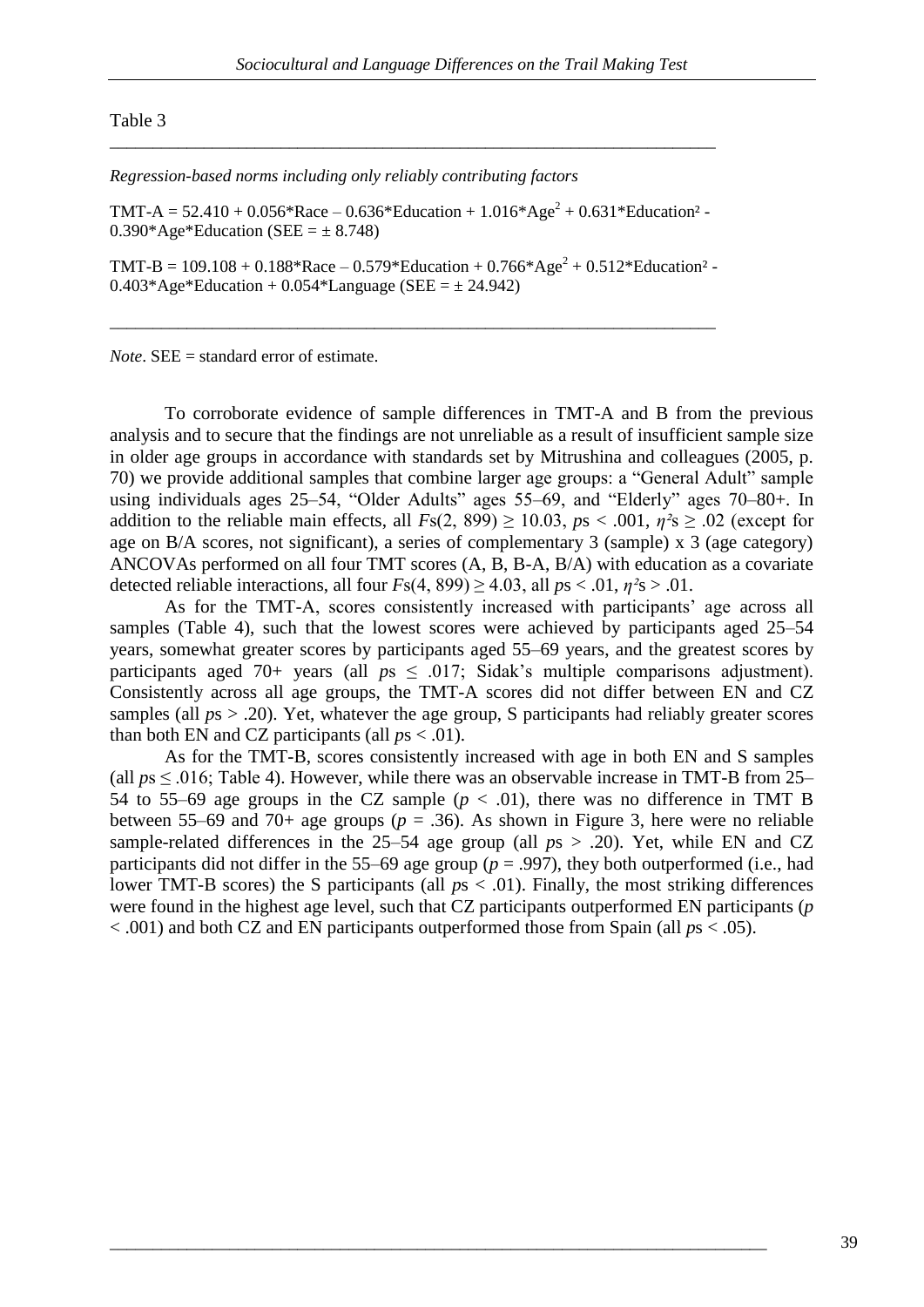Table 3

*Regression-based norms including only reliably contributing factors*

$$TMT\text{-}A = 52.410 + 0.056*Race - 0.636*Education + 1.016*Age^2 + 0.631*Education^2 - 0.390*Age*Education \; (SEE = \pm 8.748)$$

$$TMT\text{-}B = 109.108 + 0.188*Race - 0.579*Education + 0.766*Age^2 + 0.512*Education^2 - 0.403*Age*Education + 0.054*Language \; (SEE = \pm 24.942)$$

*Note*. SEE = standard error of estimate.

To corroborate evidence of sample differences in TMT-A and B from the previous analysis and to secure that the findings are not unreliable as a result of insufficient sample size in older age groups in accordance with standards set by Mitrushina and colleagues (2005, p. 70) we provide additional samples that combine larger age groups: a "General Adult" sample using individuals ages 25–54, "Older Adults" ages 55–69, and "Elderly" ages 70–80+. In addition to the reliable main effects, all $Fs(2, 899) \geq 10.03$, $ps < .001$, $\eta^2s \geq .02$ (except for age on B/A scores, not significant), a series of complementary 3 (sample) x 3 (age category) ANCOVAs performed on all four TMT scores (A, B, B-A, B/A) with education as a covariate detected reliable interactions, all four $Fs(4, 899) \geq 4.03$, all $ps < .01$, $\eta^2s > .01$.

As for the TMT-A, scores consistently increased with participants' age across all samples (Table 4), such that the lowest scores were achieved by participants aged 25–54 years, somewhat greater scores by participants aged 55–69 years, and the greatest scores by participants aged 70+ years (all $ps \leq .017$; Sidak's multiple comparisons adjustment). Consistently across all age groups, the TMT-A scores did not differ between EN and CZ samples (all $ps > .20$). Yet, whatever the age group, S participants had reliably greater scores than both EN and CZ participants (all $ps < .01$).

As for the TMT-B, scores consistently increased with age in both EN and S samples (all $ps \leq .016$; Table 4). However, while there was an observable increase in TMT-B from 25–54 to 55–69 age groups in the CZ sample ($p < .01$), there was no difference in TMT B between 55–69 and 70+ age groups ($p = .36$). As shown in Figure 3, here were no reliable sample-related differences in the 25–54 age group (all $ps > .20$). Yet, while EN and CZ participants did not differ in the 55–69 age group ($p = .997$), they both outperformed (i.e., had lower TMT-B scores) the S participants (all $ps < .01$). Finally, the most striking differences were found in the highest age level, such that CZ participants outperformed EN participants ($p < .001$) and both CZ and EN participants outperformed those from Spain (all $ps < .05$).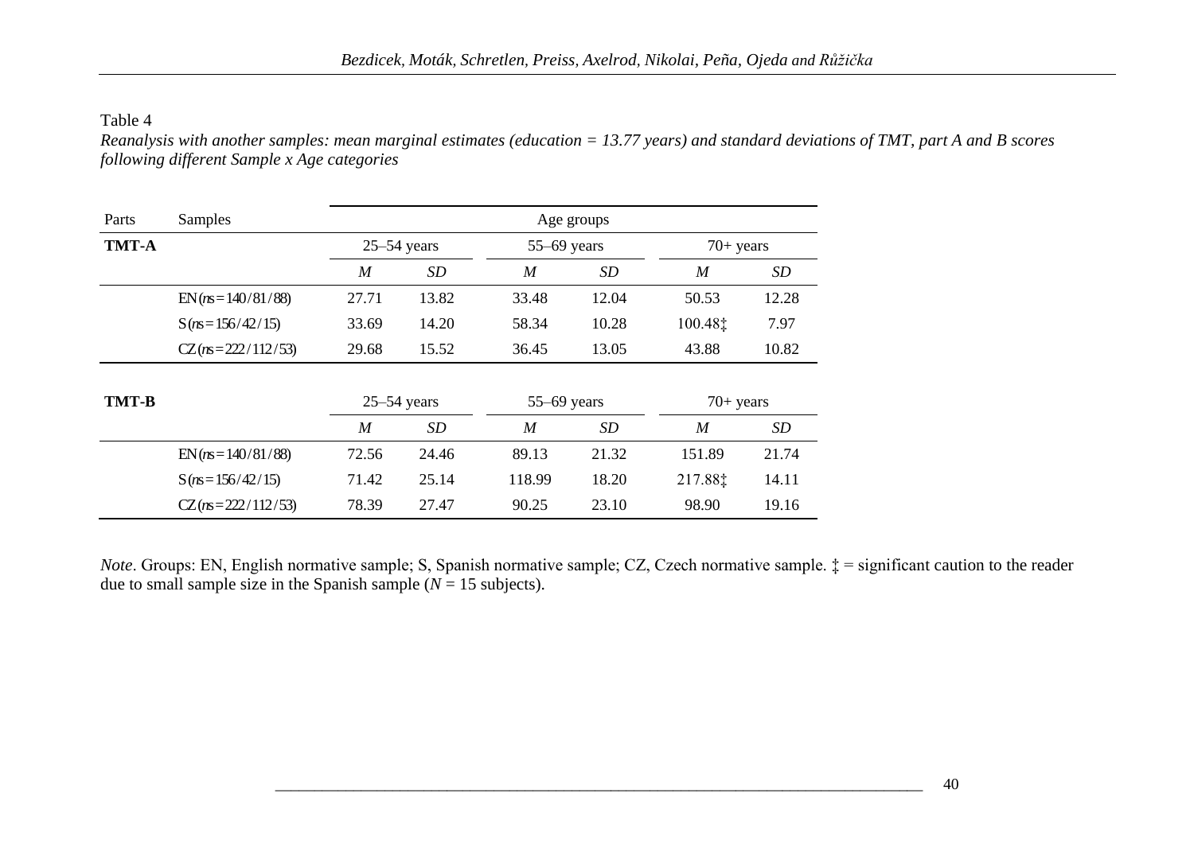Table 4

*Reanalysis with another samples: mean marginal estimates (education = 13.77 years) and standard deviations of TMT, part A and B scores following different Sample x Age categories*

| Parts | Samples | Age groups | | | | | |
|---|---|---|---|---|---|---|---|
| **TMT-A** | | 25–54 years | | 55–69 years | | 70+ years | |
| | | *M* | *SD* | *M* | *SD* | *M* | *SD* |
| | EN (*ns* = 140/81/88) | 27.71 | 13.82 | 33.48 | 12.04 | 50.53 | 12.28 |
| | S (*ns* = 156/42/15) | 33.69 | 14.20 | 58.34 | 10.28 | 100.48‡ | 7.97 |
| | CZ (*ns* = 222/112/53) | 29.68 | 15.52 | 36.45 | 13.05 | 43.88 | 10.82 |
| **TMT-B** | | 25–54 years | | 55–69 years | | 70+ years | |
| | | *M* | *SD* | *M* | *SD* | *M* | *SD* |
| | EN (*ns* = 140/81/88) | 72.56 | 24.46 | 89.13 | 21.32 | 151.89 | 21.74 |
| | S (*ns* = 156/42/15) | 71.42 | 25.14 | 118.99 | 18.20 | 217.88‡ | 14.11 |
| | CZ (*ns* = 222/112/53) | 78.39 | 27.47 | 90.25 | 23.10 | 98.90 | 19.16 |

*Note*. Groups: EN, English normative sample; S, Spanish normative sample; CZ, Czech normative sample. ‡ = significant caution to the reader due to small sample size in the Spanish sample (*N* = 15 subjects).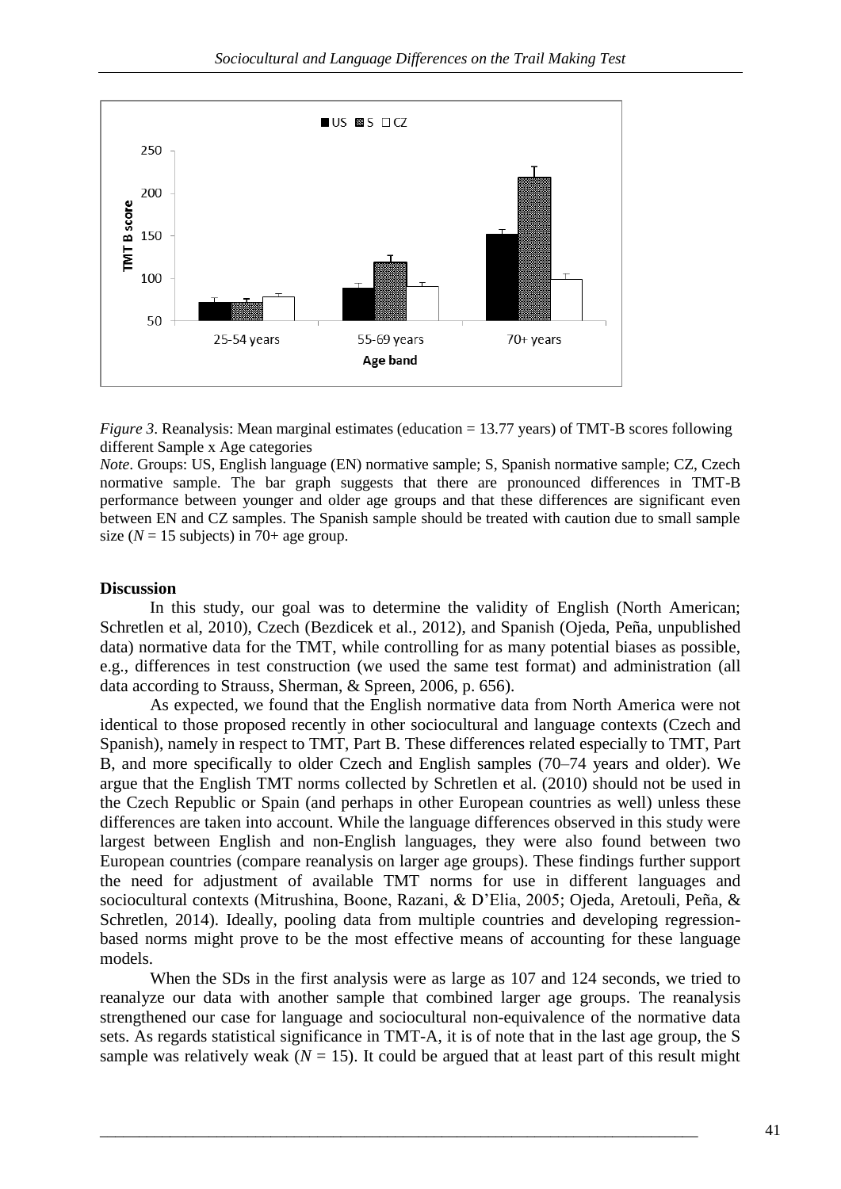■ US ▨ S □ CZ

250

200

150

100

50

TMT B score

25-54 years

55-69 years

70+ years

Age band

*Figure 3*. Reanalysis: Mean marginal estimates (education = 13.77 years) of TMT-B scores following different Sample x Age categories

*Note*. Groups: US, English language (EN) normative sample; S, Spanish normative sample; CZ, Czech normative sample. The bar graph suggests that there are pronounced differences in TMT-B performance between younger and older age groups and that these differences are significant even between EN and CZ samples. The Spanish sample should be treated with caution due to small sample size (*N* = 15 subjects) in 70+ age group.

## Discussion

In this study, our goal was to determine the validity of English (North American; Schretlen et al, 2010), Czech (Bezdicek et al., 2012), and Spanish (Ojeda, Peña, unpublished data) normative data for the TMT, while controlling for as many potential biases as possible, e.g., differences in test construction (we used the same test format) and administration (all data according to Strauss, Sherman, & Spreen, 2006, p. 656).

As expected, we found that the English normative data from North America were not identical to those proposed recently in other sociocultural and language contexts (Czech and Spanish), namely in respect to TMT, Part B. These differences related especially to TMT, Part B, and more specifically to older Czech and English samples (70–74 years and older). We argue that the English TMT norms collected by Schretlen et al. (2010) should not be used in the Czech Republic or Spain (and perhaps in other European countries as well) unless these differences are taken into account. While the language differences observed in this study were largest between English and non-English languages, they were also found between two European countries (compare reanalysis on larger age groups). These findings further support the need for adjustment of available TMT norms for use in different languages and sociocultural contexts (Mitrushina, Boone, Razani, & D'Elia, 2005; Ojeda, Aretouli, Peña, & Schretlen, 2014). Ideally, pooling data from multiple countries and developing regression-based norms might prove to be the most effective means of accounting for these language models.

When the SDs in the first analysis were as large as 107 and 124 seconds, we tried to reanalyze our data with another sample that combined larger age groups. The reanalysis strengthened our case for language and sociocultural non-equivalence of the normative data sets. As regards statistical significance in TMT-A, it is of note that in the last age group, the S sample was relatively weak (*N* = 15). It could be argued that at least part of this result might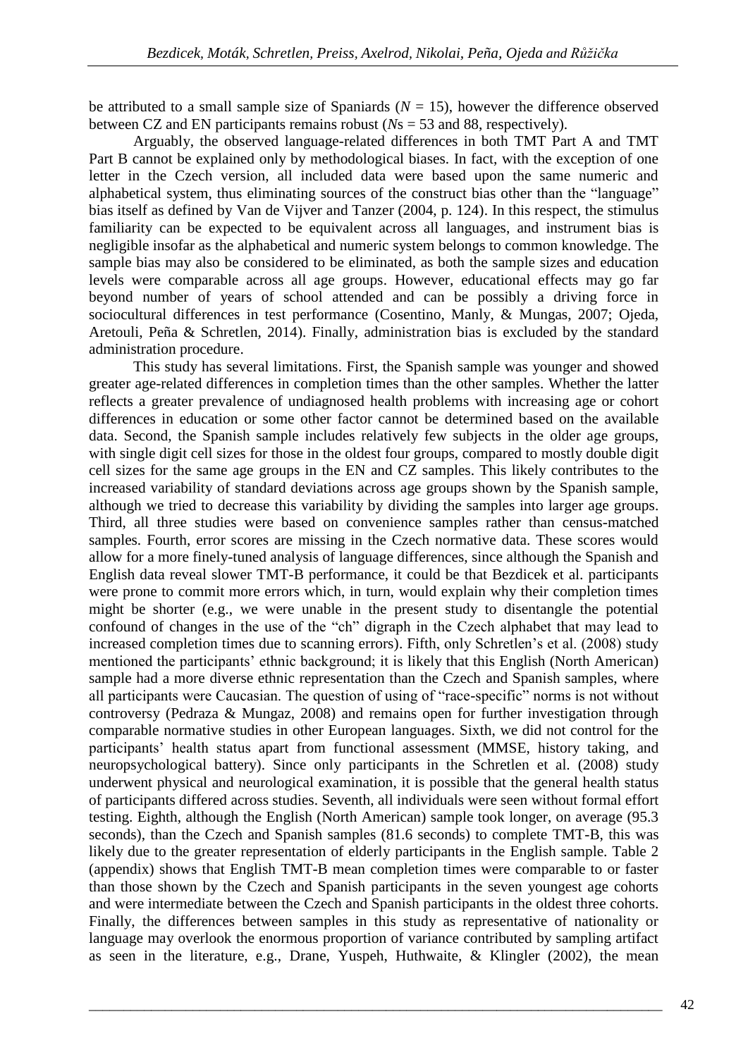be attributed to a small sample size of Spaniards ($N$ = 15), however the difference observed between CZ and EN participants remains robust ($N$s = 53 and 88, respectively).

Arguably, the observed language-related differences in both TMT Part A and TMT Part B cannot be explained only by methodological biases. In fact, with the exception of one letter in the Czech version, all included data were based upon the same numeric and alphabetical system, thus eliminating sources of the construct bias other than the "language" bias itself as defined by Van de Vijver and Tanzer (2004, p. 124). In this respect, the stimulus familiarity can be expected to be equivalent across all languages, and instrument bias is negligible insofar as the alphabetical and numeric system belongs to common knowledge. The sample bias may also be considered to be eliminated, as both the sample sizes and education levels were comparable across all age groups. However, educational effects may go far beyond number of years of school attended and can be possibly a driving force in sociocultural differences in test performance (Cosentino, Manly, & Mungas, 2007; Ojeda, Aretouli, Peña & Schretlen, 2014). Finally, administration bias is excluded by the standard administration procedure.

This study has several limitations. First, the Spanish sample was younger and showed greater age-related differences in completion times than the other samples. Whether the latter reflects a greater prevalence of undiagnosed health problems with increasing age or cohort differences in education or some other factor cannot be determined based on the available data. Second, the Spanish sample includes relatively few subjects in the older age groups, with single digit cell sizes for those in the oldest four groups, compared to mostly double digit cell sizes for the same age groups in the EN and CZ samples. This likely contributes to the increased variability of standard deviations across age groups shown by the Spanish sample, although we tried to decrease this variability by dividing the samples into larger age groups. Third, all three studies were based on convenience samples rather than census-matched samples. Fourth, error scores are missing in the Czech normative data. These scores would allow for a more finely-tuned analysis of language differences, since although the Spanish and English data reveal slower TMT-B performance, it could be that Bezdicek et al. participants were prone to commit more errors which, in turn, would explain why their completion times might be shorter (e.g., we were unable in the present study to disentangle the potential confound of changes in the use of the "ch" digraph in the Czech alphabet that may lead to increased completion times due to scanning errors). Fifth, only Schretlen's et al. (2008) study mentioned the participants' ethnic background; it is likely that this English (North American) sample had a more diverse ethnic representation than the Czech and Spanish samples, where all participants were Caucasian. The question of using of "race-specific" norms is not without controversy (Pedraza & Mungaz, 2008) and remains open for further investigation through comparable normative studies in other European languages. Sixth, we did not control for the participants' health status apart from functional assessment (MMSE, history taking, and neuropsychological battery). Since only participants in the Schretlen et al. (2008) study underwent physical and neurological examination, it is possible that the general health status of participants differed across studies. Seventh, all individuals were seen without formal effort testing. Eighth, although the English (North American) sample took longer, on average (95.3 seconds), than the Czech and Spanish samples (81.6 seconds) to complete TMT-B, this was likely due to the greater representation of elderly participants in the English sample. Table 2 (appendix) shows that English TMT-B mean completion times were comparable to or faster than those shown by the Czech and Spanish participants in the seven youngest age cohorts and were intermediate between the Czech and Spanish participants in the oldest three cohorts. Finally, the differences between samples in this study as representative of nationality or language may overlook the enormous proportion of variance contributed by sampling artifact as seen in the literature, e.g., Drane, Yuspeh, Huthwaite, & Klingler (2002), the mean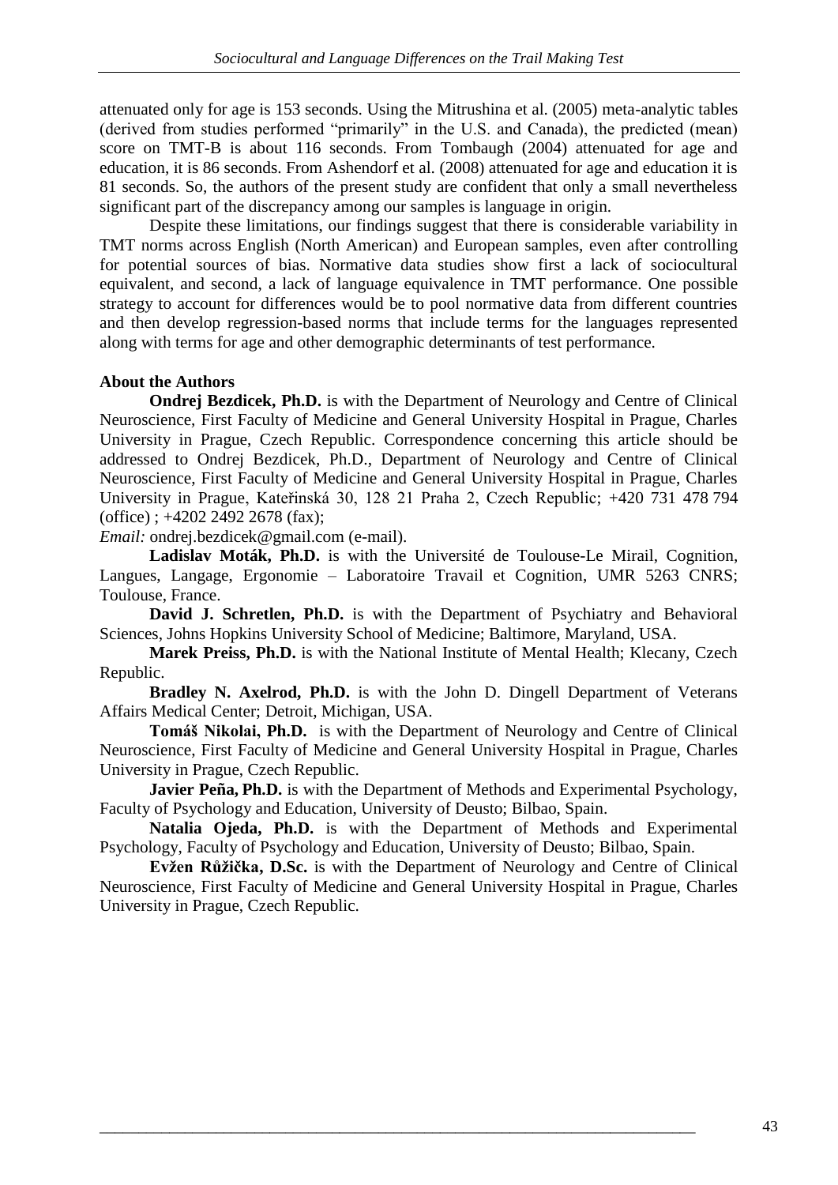attenuated only for age is 153 seconds. Using the Mitrushina et al. (2005) meta-analytic tables (derived from studies performed "primarily" in the U.S. and Canada), the predicted (mean) score on TMT-B is about 116 seconds. From Tombaugh (2004) attenuated for age and education, it is 86 seconds. From Ashendorf et al. (2008) attenuated for age and education it is 81 seconds. So, the authors of the present study are confident that only a small nevertheless significant part of the discrepancy among our samples is language in origin.

Despite these limitations, our findings suggest that there is considerable variability in TMT norms across English (North American) and European samples, even after controlling for potential sources of bias. Normative data studies show first a lack of sociocultural equivalent, and second, a lack of language equivalence in TMT performance. One possible strategy to account for differences would be to pool normative data from different countries and then develop regression-based norms that include terms for the languages represented along with terms for age and other demographic determinants of test performance.

**About the Authors**

**Ondrej Bezdicek, Ph.D.** is with the Department of Neurology and Centre of Clinical Neuroscience, First Faculty of Medicine and General University Hospital in Prague, Charles University in Prague, Czech Republic. Correspondence concerning this article should be addressed to Ondrej Bezdicek, Ph.D., Department of Neurology and Centre of Clinical Neuroscience, First Faculty of Medicine and General University Hospital in Prague, Charles University in Prague, Kateřinská 30, 128 21 Praha 2, Czech Republic; +420 731 478 794 (office) ; +4202 2492 2678 (fax);

*Email:* ondrej.bezdicek@gmail.com (e-mail).

**Ladislav Moták, Ph.D.** is with the Université de Toulouse-Le Mirail, Cognition, Langues, Langage, Ergonomie – Laboratoire Travail et Cognition, UMR 5263 CNRS; Toulouse, France.

**David J. Schretlen, Ph.D.** is with the Department of Psychiatry and Behavioral Sciences, Johns Hopkins University School of Medicine; Baltimore, Maryland, USA.

**Marek Preiss, Ph.D.** is with the National Institute of Mental Health; Klecany, Czech Republic.

**Bradley N. Axelrod, Ph.D.** is with the John D. Dingell Department of Veterans Affairs Medical Center; Detroit, Michigan, USA.

**Tomáš Nikolai, Ph.D.** is with the Department of Neurology and Centre of Clinical Neuroscience, First Faculty of Medicine and General University Hospital in Prague, Charles University in Prague, Czech Republic.

**Javier Peña, Ph.D.** is with the Department of Methods and Experimental Psychology, Faculty of Psychology and Education, University of Deusto; Bilbao, Spain.

**Natalia Ojeda, Ph.D.** is with the Department of Methods and Experimental Psychology, Faculty of Psychology and Education, University of Deusto; Bilbao, Spain.

**Evžen Růžička, D.Sc.** is with the Department of Neurology and Centre of Clinical Neuroscience, First Faculty of Medicine and General University Hospital in Prague, Charles University in Prague, Czech Republic.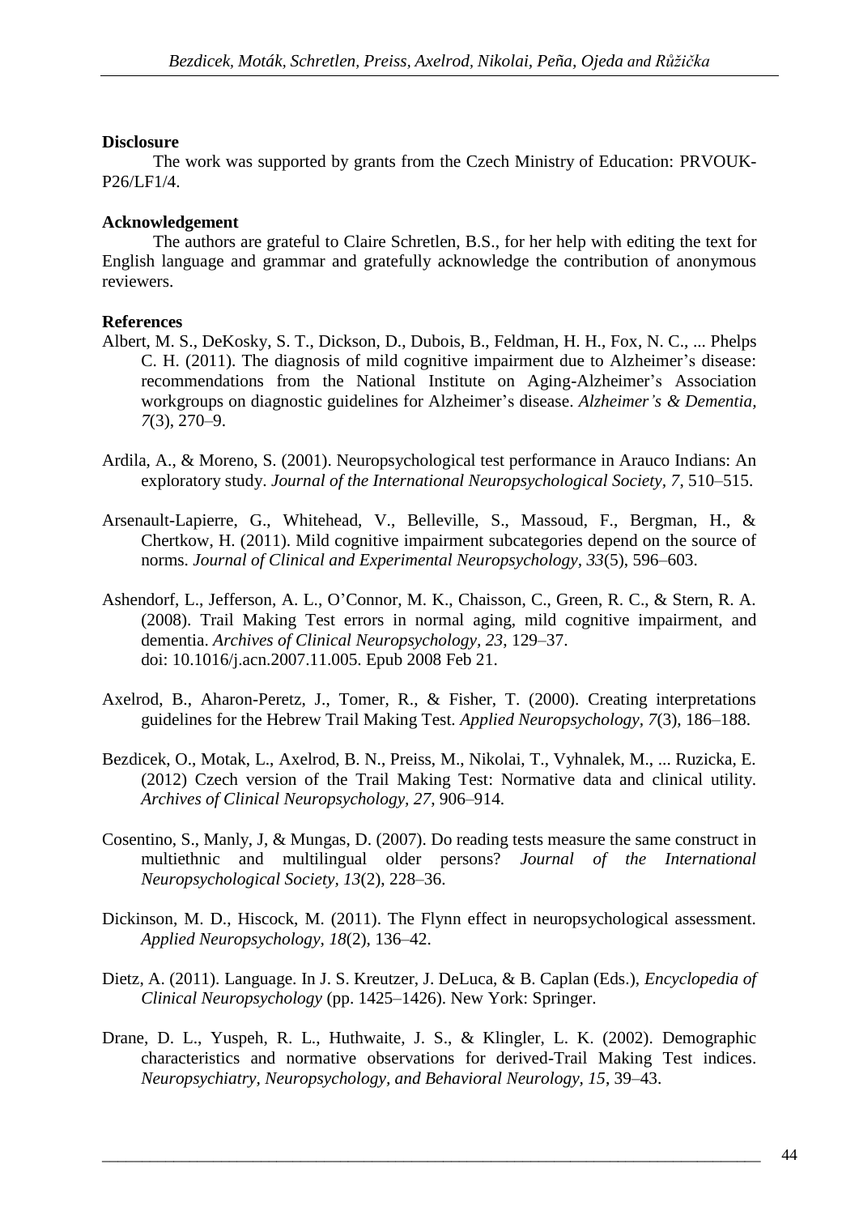**Disclosure**

The work was supported by grants from the Czech Ministry of Education: PRVOUK-P26/LF1/4.

**Acknowledgement**

The authors are grateful to Claire Schretlen, B.S., for her help with editing the text for English language and grammar and gratefully acknowledge the contribution of anonymous reviewers.

**References**

Albert, M. S., DeKosky, S. T., Dickson, D., Dubois, B., Feldman, H. H., Fox, N. C., ... Phelps C. H. (2011). The diagnosis of mild cognitive impairment due to Alzheimer's disease: recommendations from the National Institute on Aging-Alzheimer's Association workgroups on diagnostic guidelines for Alzheimer's disease. *Alzheimer's & Dementia, 7*(3), 270–9.

Ardila, A., & Moreno, S. (2001). Neuropsychological test performance in Arauco Indians: An exploratory study. *Journal of the International Neuropsychological Society, 7*, 510–515.

Arsenault-Lapierre, G., Whitehead, V., Belleville, S., Massoud, F., Bergman, H., & Chertkow, H. (2011). Mild cognitive impairment subcategories depend on the source of norms. *Journal of Clinical and Experimental Neuropsychology, 33*(5), 596–603.

Ashendorf, L., Jefferson, A. L., O'Connor, M. K., Chaisson, C., Green, R. C., & Stern, R. A. (2008). Trail Making Test errors in normal aging, mild cognitive impairment, and dementia. *Archives of Clinical Neuropsychology, 23*, 129–37. doi: 10.1016/j.acn.2007.11.005. Epub 2008 Feb 21.

Axelrod, B., Aharon-Peretz, J., Tomer, R., & Fisher, T. (2000). Creating interpretations guidelines for the Hebrew Trail Making Test. *Applied Neuropsychology, 7*(3), 186–188.

Bezdicek, O., Motak, L., Axelrod, B. N., Preiss, M., Nikolai, T., Vyhnalek, M., ... Ruzicka, E. (2012) Czech version of the Trail Making Test: Normative data and clinical utility. *Archives of Clinical Neuropsychology, 27*, 906–914.

Cosentino, S., Manly, J, & Mungas, D. (2007). Do reading tests measure the same construct in multiethnic and multilingual older persons? *Journal of the International Neuropsychological Society, 13*(2), 228–36.

Dickinson, M. D., Hiscock, M. (2011). The Flynn effect in neuropsychological assessment. *Applied Neuropsychology, 18*(2), 136–42.

Dietz, A. (2011). Language. In J. S. Kreutzer, J. DeLuca, & B. Caplan (Eds.), *Encyclopedia of Clinical Neuropsychology* (pp. 1425–1426). New York: Springer.

Drane, D. L., Yuspeh, R. L., Huthwaite, J. S., & Klingler, L. K. (2002). Demographic characteristics and normative observations for derived-Trail Making Test indices. *Neuropsychiatry, Neuropsychology, and Behavioral Neurology, 15*, 39–43.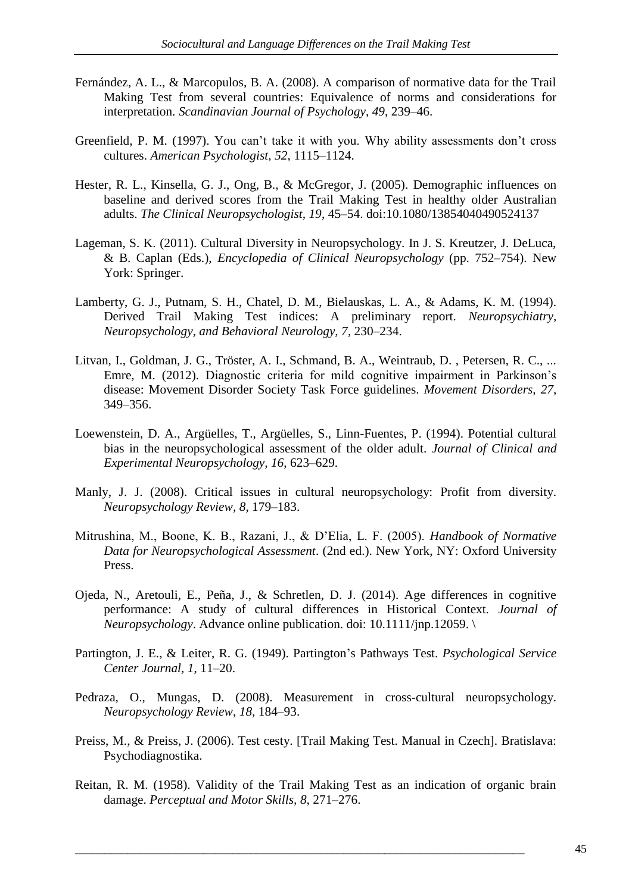Fernández, A. L., & Marcopulos, B. A. (2008). A comparison of normative data for the Trail Making Test from several countries: Equivalence of norms and considerations for interpretation. *Scandinavian Journal of Psychology, 49*, 239–46.

Greenfield, P. M. (1997). You can't take it with you. Why ability assessments don't cross cultures. *American Psychologist, 52*, 1115–1124.

Hester, R. L., Kinsella, G. J., Ong, B., & McGregor, J. (2005). Demographic influences on baseline and derived scores from the Trail Making Test in healthy older Australian adults. *The Clinical Neuropsychologist, 19*, 45–54. doi:10.1080/13854040490524137

Lageman, S. K. (2011). Cultural Diversity in Neuropsychology. In J. S. Kreutzer, J. DeLuca, & B. Caplan (Eds.), *Encyclopedia of Clinical Neuropsychology* (pp. 752–754). New York: Springer.

Lamberty, G. J., Putnam, S. H., Chatel, D. M., Bielauskas, L. A., & Adams, K. M. (1994). Derived Trail Making Test indices: A preliminary report. *Neuropsychiatry, Neuropsychology, and Behavioral Neurology, 7*, 230–234.

Litvan, I., Goldman, J. G., Tröster, A. I., Schmand, B. A., Weintraub, D. , Petersen, R. C., ... Emre, M. (2012). Diagnostic criteria for mild cognitive impairment in Parkinson's disease: Movement Disorder Society Task Force guidelines. *Movement Disorders, 27*, 349–356.

Loewenstein, D. A., Argüelles, T., Argüelles, S., Linn-Fuentes, P. (1994). Potential cultural bias in the neuropsychological assessment of the older adult. *Journal of Clinical and Experimental Neuropsychology, 16*, 623–629.

Manly, J. J. (2008). Critical issues in cultural neuropsychology: Profit from diversity. *Neuropsychology Review, 8*, 179–183.

Mitrushina, M., Boone, K. B., Razani, J., & D'Elia, L. F. (2005). *Handbook of Normative Data for Neuropsychological Assessment*. (2nd ed.). New York, NY: Oxford University Press.

Ojeda, N., Aretouli, E., Peña, J., & Schretlen, D. J. (2014). Age differences in cognitive performance: A study of cultural differences in Historical Context. *Journal of Neuropsychology*. Advance online publication. doi: 10.1111/jnp.12059. \

Partington, J. E., & Leiter, R. G. (1949). Partington's Pathways Test. *Psychological Service Center Journal, 1*, 11–20.

Pedraza, O., Mungas, D. (2008). Measurement in cross-cultural neuropsychology. *Neuropsychology Review, 18,* 184–93.

Preiss, M., & Preiss, J. (2006). Test cesty. [Trail Making Test. Manual in Czech]. Bratislava: Psychodiagnostika.

Reitan, R. M. (1958). Validity of the Trail Making Test as an indication of organic brain damage. *Perceptual and Motor Skills, 8*, 271–276.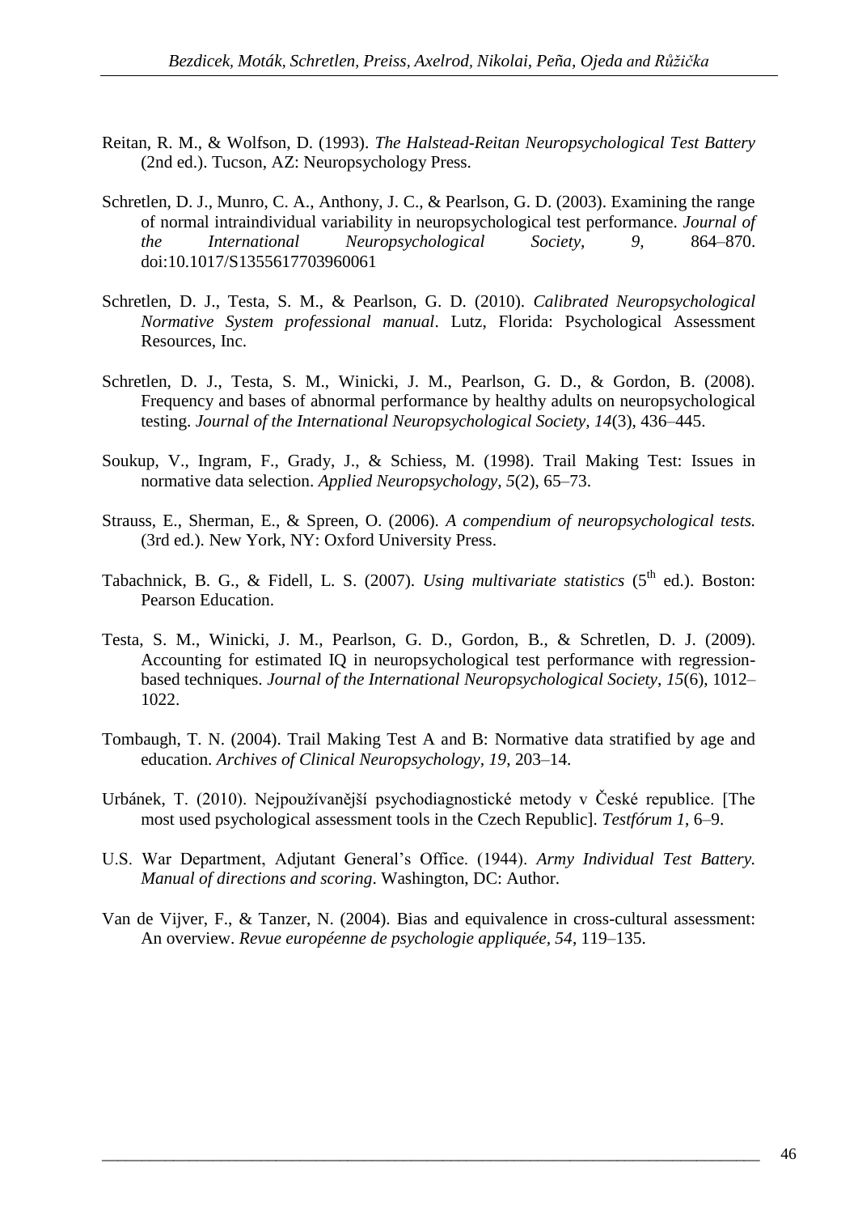Reitan, R. M., & Wolfson, D. (1993). *The Halstead-Reitan Neuropsychological Test Battery* (2nd ed.). Tucson, AZ: Neuropsychology Press.

Schretlen, D. J., Munro, C. A., Anthony, J. C., & Pearlson, G. D. (2003). Examining the range of normal intraindividual variability in neuropsychological test performance. *Journal of the International Neuropsychological Society, 9,* 864–870. doi:10.1017/S1355617703960061

Schretlen, D. J., Testa, S. M., & Pearlson, G. D. (2010). *Calibrated Neuropsychological Normative System professional manual*. Lutz, Florida: Psychological Assessment Resources, Inc.

Schretlen, D. J., Testa, S. M., Winicki, J. M., Pearlson, G. D., & Gordon, B. (2008). Frequency and bases of abnormal performance by healthy adults on neuropsychological testing. *Journal of the International Neuropsychological Society*, *14*(3), 436–445.

Soukup, V., Ingram, F., Grady, J., & Schiess, M. (1998). Trail Making Test: Issues in normative data selection. *Applied Neuropsychology, 5*(2), 65–73.

Strauss, E., Sherman, E., & Spreen, O. (2006). *A compendium of neuropsychological tests.* (3rd ed.). New York, NY: Oxford University Press.

Tabachnick, B. G., & Fidell, L. S. (2007). *Using multivariate statistics* (5th ed.). Boston: Pearson Education.

Testa, S. M., Winicki, J. M., Pearlson, G. D., Gordon, B., & Schretlen, D. J. (2009). Accounting for estimated IQ in neuropsychological test performance with regression-based techniques. *Journal of the International Neuropsychological Society*, *15*(6), 1012–1022.

Tombaugh, T. N. (2004). Trail Making Test A and B: Normative data stratified by age and education. *Archives of Clinical Neuropsychology*, *19*, 203–14.

Urbánek, T. (2010). Nejpoužívanější psychodiagnostické metody v České republice. [The most used psychological assessment tools in the Czech Republic]. *Testfórum 1*, 6–9.

U.S. War Department, Adjutant General's Office. (1944). *Army Individual Test Battery. Manual of directions and scoring*. Washington, DC: Author.

Van de Vijver, F., & Tanzer, N. (2004). Bias and equivalence in cross-cultural assessment: An overview. *Revue européenne de psychologie appliquée, 54*, 119–135.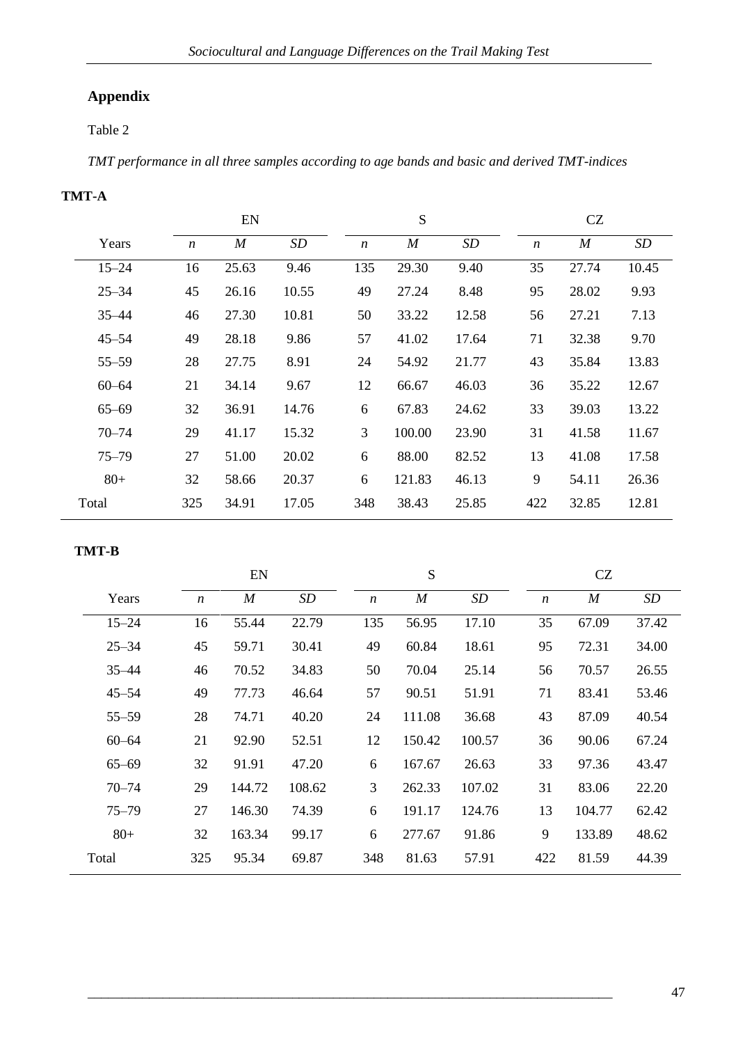## Appendix

Table 2

*TMT performance in all three samples according to age bands and basic and derived TMT-indices*

**TMT-A**

| | EN | | | S | | | CZ | | |
|---|---|---|---|---|---|---|---|---|---|
| Years | *n* | *M* | *SD* | *n* | *M* | *SD* | *n* | *M* | *SD* |
| 15–24 | 16 | 25.63 | 9.46 | 135 | 29.30 | 9.40 | 35 | 27.74 | 10.45 |
| 25–34 | 45 | 26.16 | 10.55 | 49 | 27.24 | 8.48 | 95 | 28.02 | 9.93 |
| 35–44 | 46 | 27.30 | 10.81 | 50 | 33.22 | 12.58 | 56 | 27.21 | 7.13 |
| 45–54 | 49 | 28.18 | 9.86 | 57 | 41.02 | 17.64 | 71 | 32.38 | 9.70 |
| 55–59 | 28 | 27.75 | 8.91 | 24 | 54.92 | 21.77 | 43 | 35.84 | 13.83 |
| 60–64 | 21 | 34.14 | 9.67 | 12 | 66.67 | 46.03 | 36 | 35.22 | 12.67 |
| 65–69 | 32 | 36.91 | 14.76 | 6 | 67.83 | 24.62 | 33 | 39.03 | 13.22 |
| 70–74 | 29 | 41.17 | 15.32 | 3 | 100.00 | 23.90 | 31 | 41.58 | 11.67 |
| 75–79 | 27 | 51.00 | 20.02 | 6 | 88.00 | 82.52 | 13 | 41.08 | 17.58 |
| 80+ | 32 | 58.66 | 20.37 | 6 | 121.83 | 46.13 | 9 | 54.11 | 26.36 |
| Total | 325 | 34.91 | 17.05 | 348 | 38.43 | 25.85 | 422 | 32.85 | 12.81 |

**TMT-B**

| | EN | | | S | | | CZ | | |
|---|---|---|---|---|---|---|---|---|---|
| Years | *n* | *M* | *SD* | *n* | *M* | *SD* | *n* | *M* | *SD* |
| 15–24 | 16 | 55.44 | 22.79 | 135 | 56.95 | 17.10 | 35 | 67.09 | 37.42 |
| 25–34 | 45 | 59.71 | 30.41 | 49 | 60.84 | 18.61 | 95 | 72.31 | 34.00 |
| 35–44 | 46 | 70.52 | 34.83 | 50 | 70.04 | 25.14 | 56 | 70.57 | 26.55 |
| 45–54 | 49 | 77.73 | 46.64 | 57 | 90.51 | 51.91 | 71 | 83.41 | 53.46 |
| 55–59 | 28 | 74.71 | 40.20 | 24 | 111.08 | 36.68 | 43 | 87.09 | 40.54 |
| 60–64 | 21 | 92.90 | 52.51 | 12 | 150.42 | 100.57 | 36 | 90.06 | 67.24 |
| 65–69 | 32 | 91.91 | 47.20 | 6 | 167.67 | 26.63 | 33 | 97.36 | 43.47 |
| 70–74 | 29 | 144.72 | 108.62 | 3 | 262.33 | 107.02 | 31 | 83.06 | 22.20 |
| 75–79 | 27 | 146.30 | 74.39 | 6 | 191.17 | 124.76 | 13 | 104.77 | 62.42 |
| 80+ | 32 | 163.34 | 99.17 | 6 | 277.67 | 91.86 | 9 | 133.89 | 48.62 |
| Total | 325 | 95.34 | 69.87 | 348 | 81.63 | 57.91 | 422 | 81.59 | 44.39 |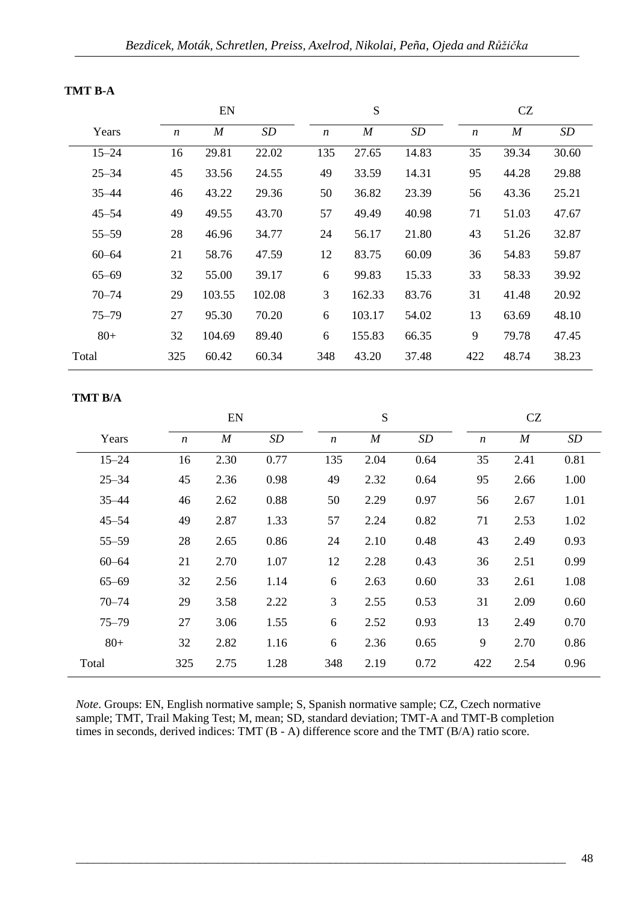**TMT B-A**

| | EN | | | S | | | CZ | | |
|---|---|---|---|---|---|---|---|---|---|
| Years | *n* | *M* | *SD* | *n* | *M* | *SD* | *n* | *M* | *SD* |
| 15–24 | 16 | 29.81 | 22.02 | 135 | 27.65 | 14.83 | 35 | 39.34 | 30.60 |
| 25–34 | 45 | 33.56 | 24.55 | 49 | 33.59 | 14.31 | 95 | 44.28 | 29.88 |
| 35–44 | 46 | 43.22 | 29.36 | 50 | 36.82 | 23.39 | 56 | 43.36 | 25.21 |
| 45–54 | 49 | 49.55 | 43.70 | 57 | 49.49 | 40.98 | 71 | 51.03 | 47.67 |
| 55–59 | 28 | 46.96 | 34.77 | 24 | 56.17 | 21.80 | 43 | 51.26 | 32.87 |
| 60–64 | 21 | 58.76 | 47.59 | 12 | 83.75 | 60.09 | 36 | 54.83 | 59.87 |
| 65–69 | 32 | 55.00 | 39.17 | 6 | 99.83 | 15.33 | 33 | 58.33 | 39.92 |
| 70–74 | 29 | 103.55 | 102.08 | 3 | 162.33 | 83.76 | 31 | 41.48 | 20.92 |
| 75–79 | 27 | 95.30 | 70.20 | 6 | 103.17 | 54.02 | 13 | 63.69 | 48.10 |
| 80+ | 32 | 104.69 | 89.40 | 6 | 155.83 | 66.35 | 9 | 79.78 | 47.45 |
| Total | 325 | 60.42 | 60.34 | 348 | 43.20 | 37.48 | 422 | 48.74 | 38.23 |

**TMT B/A**

| | EN | | | S | | | CZ | | |
|---|---|---|---|---|---|---|---|---|---|
| Years | *n* | *M* | *SD* | *n* | *M* | *SD* | *n* | *M* | *SD* |
| 15–24 | 16 | 2.30 | 0.77 | 135 | 2.04 | 0.64 | 35 | 2.41 | 0.81 |
| 25–34 | 45 | 2.36 | 0.98 | 49 | 2.32 | 0.64 | 95 | 2.66 | 1.00 |
| 35–44 | 46 | 2.62 | 0.88 | 50 | 2.29 | 0.97 | 56 | 2.67 | 1.01 |
| 45–54 | 49 | 2.87 | 1.33 | 57 | 2.24 | 0.82 | 71 | 2.53 | 1.02 |
| 55–59 | 28 | 2.65 | 0.86 | 24 | 2.10 | 0.48 | 43 | 2.49 | 0.93 |
| 60–64 | 21 | 2.70 | 1.07 | 12 | 2.28 | 0.43 | 36 | 2.51 | 0.99 |
| 65–69 | 32 | 2.56 | 1.14 | 6 | 2.63 | 0.60 | 33 | 2.61 | 1.08 |
| 70–74 | 29 | 3.58 | 2.22 | 3 | 2.55 | 0.53 | 31 | 2.09 | 0.60 |
| 75–79 | 27 | 3.06 | 1.55 | 6 | 2.52 | 0.93 | 13 | 2.49 | 0.70 |
| 80+ | 32 | 2.82 | 1.16 | 6 | 2.36 | 0.65 | 9 | 2.70 | 0.86 |
| Total | 325 | 2.75 | 1.28 | 348 | 2.19 | 0.72 | 422 | 2.54 | 0.96 |

*Note*. Groups: EN, English normative sample; S, Spanish normative sample; CZ, Czech normative sample; TMT, Trail Making Test; M, mean; SD, standard deviation; TMT-A and TMT-B completion times in seconds, derived indices: TMT (B - A) difference score and the TMT (B/A) ratio score.